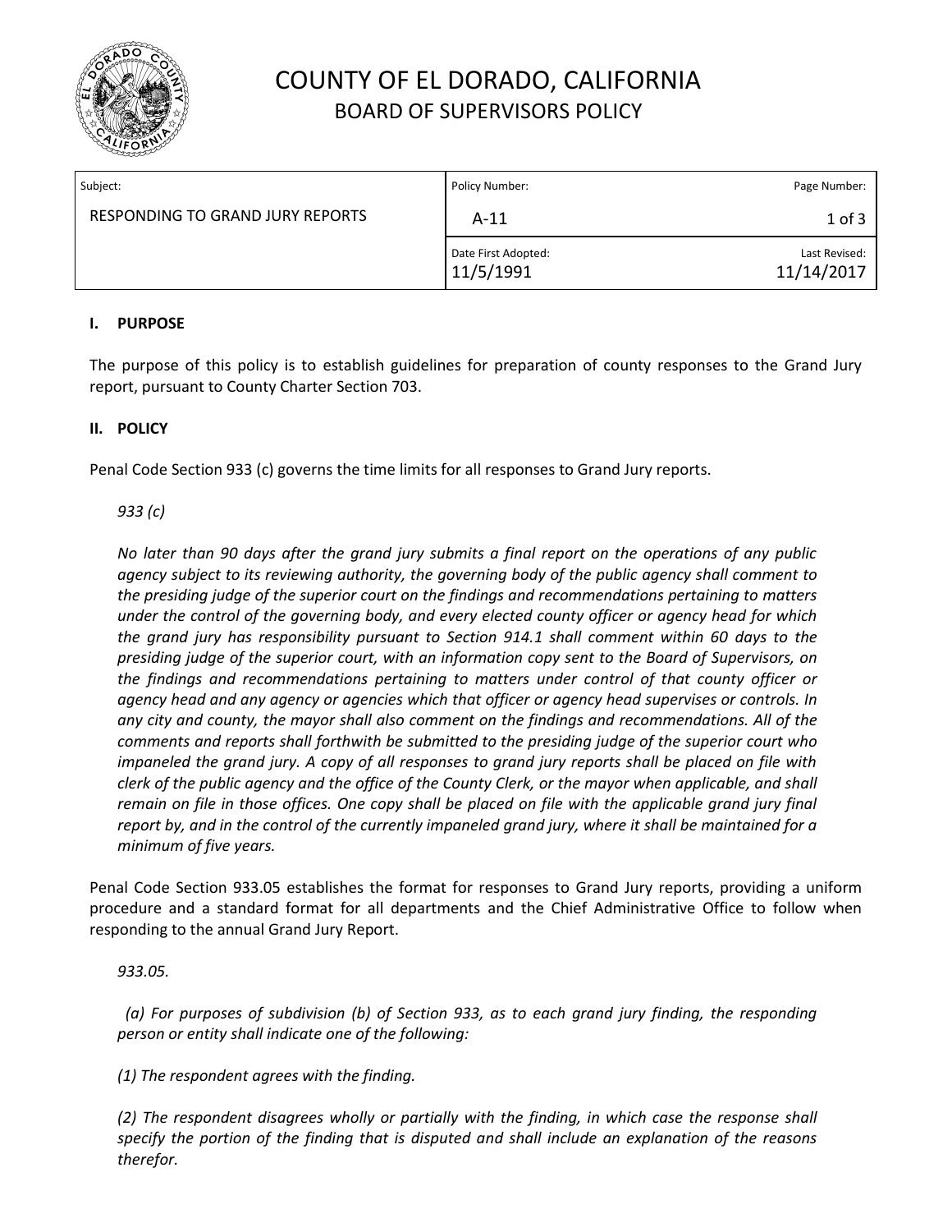# COUNTY OF EL DORADO, CALIFORNIA

## BOARD OF SUPERVISORS POLICY

| Subject: | Policy Number: | Page Number: |
|---|---|---|
| RESPONDING TO GRAND JURY REPORTS | A-11 | 1 of 3 |
| | Date First Adopted: 11/5/1991 | Last Revised: 11/14/2017 |

**I. PURPOSE**

The purpose of this policy is to establish guidelines for preparation of county responses to the Grand Jury report, pursuant to County Charter Section 703.

**II. POLICY**

Penal Code Section 933 (c) governs the time limits for all responses to Grand Jury reports.

*933 (c)*

*No later than 90 days after the grand jury submits a final report on the operations of any public agency subject to its reviewing authority, the governing body of the public agency shall comment to the presiding judge of the superior court on the findings and recommendations pertaining to matters under the control of the governing body, and every elected county officer or agency head for which the grand jury has responsibility pursuant to Section 914.1 shall comment within 60 days to the presiding judge of the superior court, with an information copy sent to the Board of Supervisors, on the findings and recommendations pertaining to matters under control of that county officer or agency head and any agency or agencies which that officer or agency head supervises or controls. In any city and county, the mayor shall also comment on the findings and recommendations. All of the comments and reports shall forthwith be submitted to the presiding judge of the superior court who impaneled the grand jury. A copy of all responses to grand jury reports shall be placed on file with clerk of the public agency and the office of the County Clerk, or the mayor when applicable, and shall remain on file in those offices. One copy shall be placed on file with the applicable grand jury final report by, and in the control of the currently impaneled grand jury, where it shall be maintained for a minimum of five years.*

Penal Code Section 933.05 establishes the format for responses to Grand Jury reports, providing a uniform procedure and a standard format for all departments and the Chief Administrative Office to follow when responding to the annual Grand Jury Report.

*933.05.*

*(a) For purposes of subdivision (b) of Section 933, as to each grand jury finding, the responding person or entity shall indicate one of the following:*

*(1) The respondent agrees with the finding.*

*(2) The respondent disagrees wholly or partially with the finding, in which case the response shall specify the portion of the finding that is disputed and shall include an explanation of the reasons therefor.*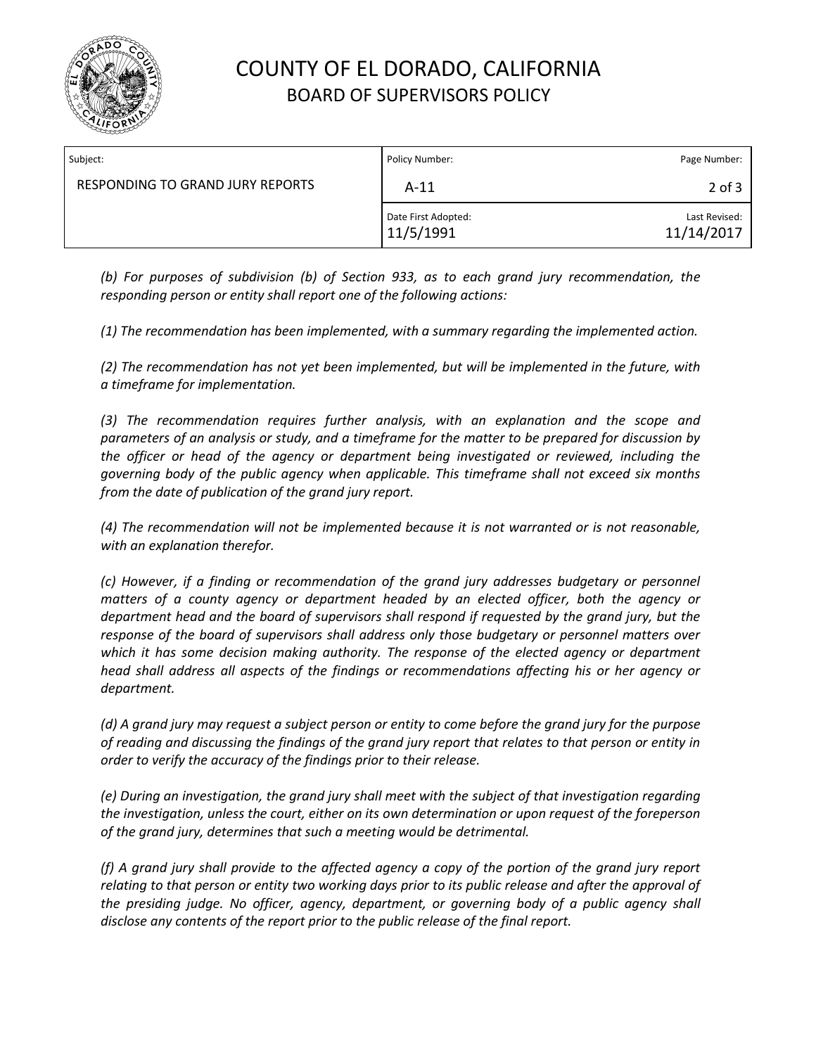*(b) For purposes of subdivision (b) of Section 933, as to each grand jury recommendation, the responding person or entity shall report one of the following actions:*

*(1) The recommendation has been implemented, with a summary regarding the implemented action.*

*(2) The recommendation has not yet been implemented, but will be implemented in the future, with a timeframe for implementation.*

*(3) The recommendation requires further analysis, with an explanation and the scope and parameters of an analysis or study, and a timeframe for the matter to be prepared for discussion by the officer or head of the agency or department being investigated or reviewed, including the governing body of the public agency when applicable. This timeframe shall not exceed six months from the date of publication of the grand jury report.*

*(4) The recommendation will not be implemented because it is not warranted or is not reasonable, with an explanation therefor.*

*(c) However, if a finding or recommendation of the grand jury addresses budgetary or personnel matters of a county agency or department headed by an elected officer, both the agency or department head and the board of supervisors shall respond if requested by the grand jury, but the response of the board of supervisors shall address only those budgetary or personnel matters over which it has some decision making authority. The response of the elected agency or department head shall address all aspects of the findings or recommendations affecting his or her agency or department.*

*(d) A grand jury may request a subject person or entity to come before the grand jury for the purpose of reading and discussing the findings of the grand jury report that relates to that person or entity in order to verify the accuracy of the findings prior to their release.*

*(e) During an investigation, the grand jury shall meet with the subject of that investigation regarding the investigation, unless the court, either on its own determination or upon request of the foreperson of the grand jury, determines that such a meeting would be detrimental.*

*(f) A grand jury shall provide to the affected agency a copy of the portion of the grand jury report relating to that person or entity two working days prior to its public release and after the approval of the presiding judge. No officer, agency, department, or governing body of a public agency shall disclose any contents of the report prior to the public release of the final report.*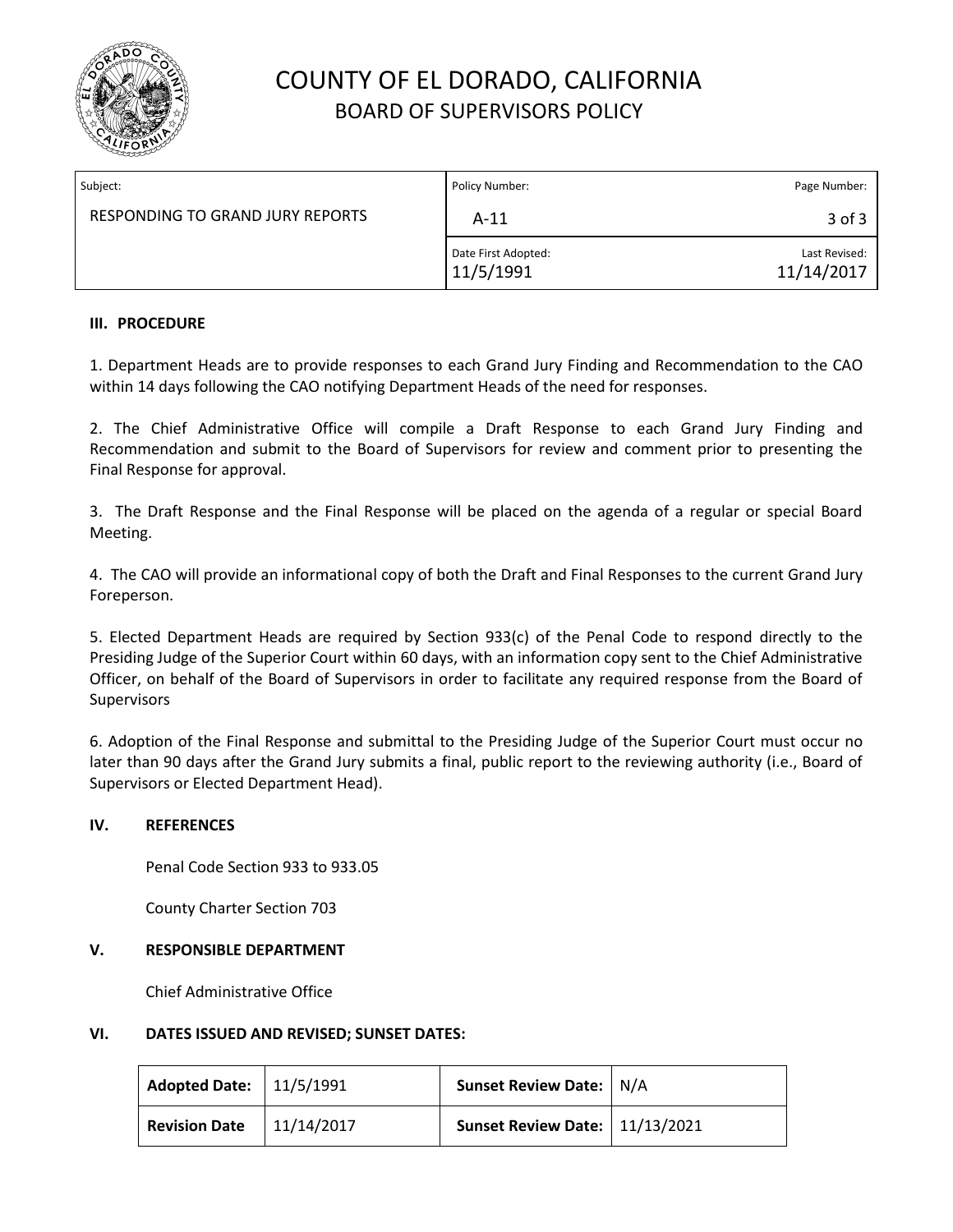# COUNTY OF EL DORADO, CALIFORNIA
## BOARD OF SUPERVISORS POLICY

| Subject: | Policy Number: | Page Number: |
|---|---|---|
| RESPONDING TO GRAND JURY REPORTS | A-11 | 3 of 3 |
| | Date First Adopted: 11/5/1991 | Last Revised: 11/14/2017 |

**III. PROCEDURE**

1. Department Heads are to provide responses to each Grand Jury Finding and Recommendation to the CAO within 14 days following the CAO notifying Department Heads of the need for responses.

2. The Chief Administrative Office will compile a Draft Response to each Grand Jury Finding and Recommendation and submit to the Board of Supervisors for review and comment prior to presenting the Final Response for approval.

3. The Draft Response and the Final Response will be placed on the agenda of a regular or special Board Meeting.

4. The CAO will provide an informational copy of both the Draft and Final Responses to the current Grand Jury Foreperson.

5. Elected Department Heads are required by Section 933(c) of the Penal Code to respond directly to the Presiding Judge of the Superior Court within 60 days, with an information copy sent to the Chief Administrative Officer, on behalf of the Board of Supervisors in order to facilitate any required response from the Board of Supervisors

6. Adoption of the Final Response and submittal to the Presiding Judge of the Superior Court must occur no later than 90 days after the Grand Jury submits a final, public report to the reviewing authority (i.e., Board of Supervisors or Elected Department Head).

**IV. REFERENCES**

Penal Code Section 933 to 933.05

County Charter Section 703

**V. RESPONSIBLE DEPARTMENT**

Chief Administrative Office

**VI. DATES ISSUED AND REVISED; SUNSET DATES:**

| | | | |
|---|---|---|---|
| **Adopted Date:** | 11/5/1991 | **Sunset Review Date:** | N/A |
| **Revision Date** | 11/14/2017 | **Sunset Review Date:** | 11/13/2021 |